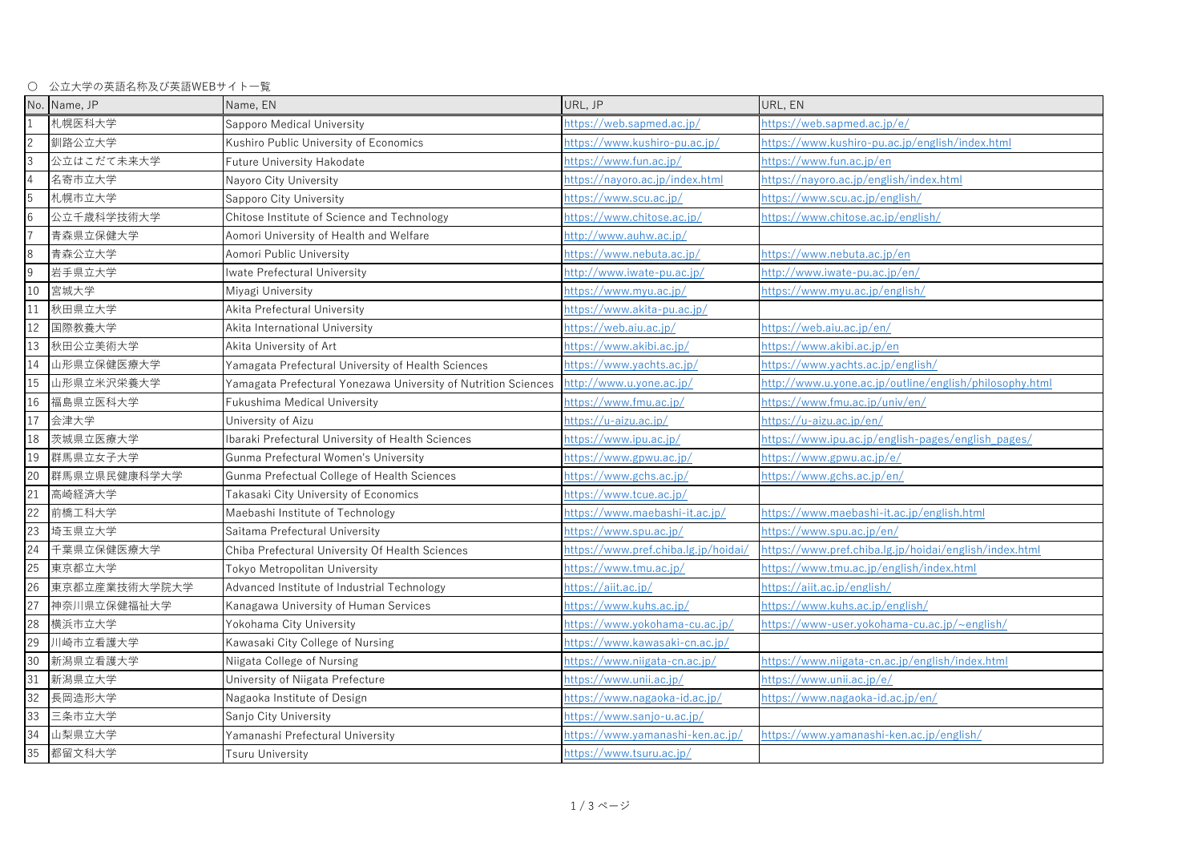○ 公立大学の英語名称及び英語WEBサイト一覧

| No. | Name, JP | Name, EN | URL, JP | URL, EN |
|---|---|---|---|---|
| 1 | 札幌医科大学 | Sapporo Medical University | https://web.sapmed.ac.jp/ | https://web.sapmed.ac.jp/e/ |
| 2 | 釧路公立大学 | Kushiro Public University of Economics | https://www.kushiro-pu.ac.jp/ | https://www.kushiro-pu.ac.jp/english/index.html |
| 3 | 公立はこだて未来大学 | Future University Hakodate | https://www.fun.ac.jp/ | https://www.fun.ac.jp/en |
| 4 | 名寄市立大学 | Nayoro City University | https://nayoro.ac.jp/index.html | https://nayoro.ac.jp/english/index.html |
| 5 | 札幌市立大学 | Sapporo City University | https://www.scu.ac.jp/ | https://www.scu.ac.jp/english/ |
| 6 | 公立千歳科学技術大学 | Chitose Institute of Science and Technology | https://www.chitose.ac.jp/ | https://www.chitose.ac.jp/english/ |
| 7 | 青森県立保健大学 | Aomori University of Health and Welfare | http://www.auhw.ac.jp/ | |
| 8 | 青森公立大学 | Aomori Public University | https://www.nebuta.ac.jp/ | https://www.nebuta.ac.jp/en |
| 9 | 岩手県立大学 | Iwate Prefectural University | http://www.iwate-pu.ac.jp/ | http://www.iwate-pu.ac.jp/en/ |
| 10 | 宮城大学 | Miyagi University | https://www.myu.ac.jp/ | https://www.myu.ac.jp/english/ |
| 11 | 秋田県立大学 | Akita Prefectural University | https://www.akita-pu.ac.jp/ | |
| 12 | 国際教養大学 | Akita International University | https://web.aiu.ac.jp/ | https://web.aiu.ac.jp/en/ |
| 13 | 秋田公立美術大学 | Akita University of Art | https://www.akibi.ac.jp/ | https://www.akibi.ac.jp/en |
| 14 | 山形県立保健医療大学 | Yamagata Prefectural University of Health Sciences | https://www.yachts.ac.jp/ | https://www.yachts.ac.jp/english/ |
| 15 | 山形県立米沢栄養大学 | Yamagata Prefectural Yonezawa University of Nutrition Sciences | http://www.u.yone.ac.jp/ | http://www.u.yone.ac.jp/outline/english/philosophy.html |
| 16 | 福島県立医科大学 | Fukushima Medical University | https://www.fmu.ac.jp/ | https://www.fmu.ac.jp/univ/en/ |
| 17 | 会津大学 | University of Aizu | https://u-aizu.ac.jp/ | https://u-aizu.ac.jp/en/ |
| 18 | 茨城県立医療大学 | Ibaraki Prefectural University of Health Sciences | https://www.ipu.ac.jp/ | https://www.ipu.ac.jp/english-pages/english_pages/ |
| 19 | 群馬県立女子大学 | Gunma Prefectural Women's University | https://www.gpwu.ac.jp/ | https://www.gpwu.ac.jp/e/ |
| 20 | 群馬県立県民健康科学大学 | Gunma Prefectual College of Health Sciences | https://www.gchs.ac.jp/ | https://www.gchs.ac.jp/en/ |
| 21 | 高崎経済大学 | Takasaki City University of Economics | https://www.tcue.ac.jp/ | |
| 22 | 前橋工科大学 | Maebashi Institute of Technology | https://www.maebashi-it.ac.jp/ | https://www.maebashi-it.ac.jp/english.html |
| 23 | 埼玉県立大学 | Saitama Prefectural University | https://www.spu.ac.jp/ | https://www.spu.ac.jp/en/ |
| 24 | 千葉県立保健医療大学 | Chiba Prefectural University Of Health Sciences | https://www.pref.chiba.lg.jp/hoidai/ | https://www.pref.chiba.lg.jp/hoidai/english/index.html |
| 25 | 東京都立大学 | Tokyo Metropolitan University | https://www.tmu.ac.jp/ | https://www.tmu.ac.jp/english/index.html |
| 26 | 東京都立産業技術大学院大学 | Advanced Institute of Industrial Technology | https://aiit.ac.jp/ | https://aiit.ac.jp/english/ |
| 27 | 神奈川県立保健福祉大学 | Kanagawa University of Human Services | https://www.kuhs.ac.jp/ | https://www.kuhs.ac.jp/english/ |
| 28 | 横浜市立大学 | Yokohama City University | https://www.yokohama-cu.ac.jp/ | https://www-user.yokohama-cu.ac.jp/~english/ |
| 29 | 川崎市立看護大学 | Kawasaki City College of Nursing | https://www.kawasaki-cn.ac.jp/ | |
| 30 | 新潟県立看護大学 | Niigata College of Nursing | https://www.niigata-cn.ac.jp/ | https://www.niigata-cn.ac.jp/english/index.html |
| 31 | 新潟県立大学 | University of Niigata Prefecture | https://www.unii.ac.jp/ | https://www.unii.ac.jp/e/ |
| 32 | 長岡造形大学 | Nagaoka Institute of Design | https://www.nagaoka-id.ac.jp/ | https://www.nagaoka-id.ac.jp/en/ |
| 33 | 三条市立大学 | Sanjo City University | https://www.sanjo-u.ac.jp/ | |
| 34 | 山梨県立大学 | Yamanashi Prefectural University | https://www.yamanashi-ken.ac.jp/ | https://www.yamanashi-ken.ac.jp/english/ |
| 35 | 都留文科大学 | Tsuru University | https://www.tsuru.ac.jp/ | |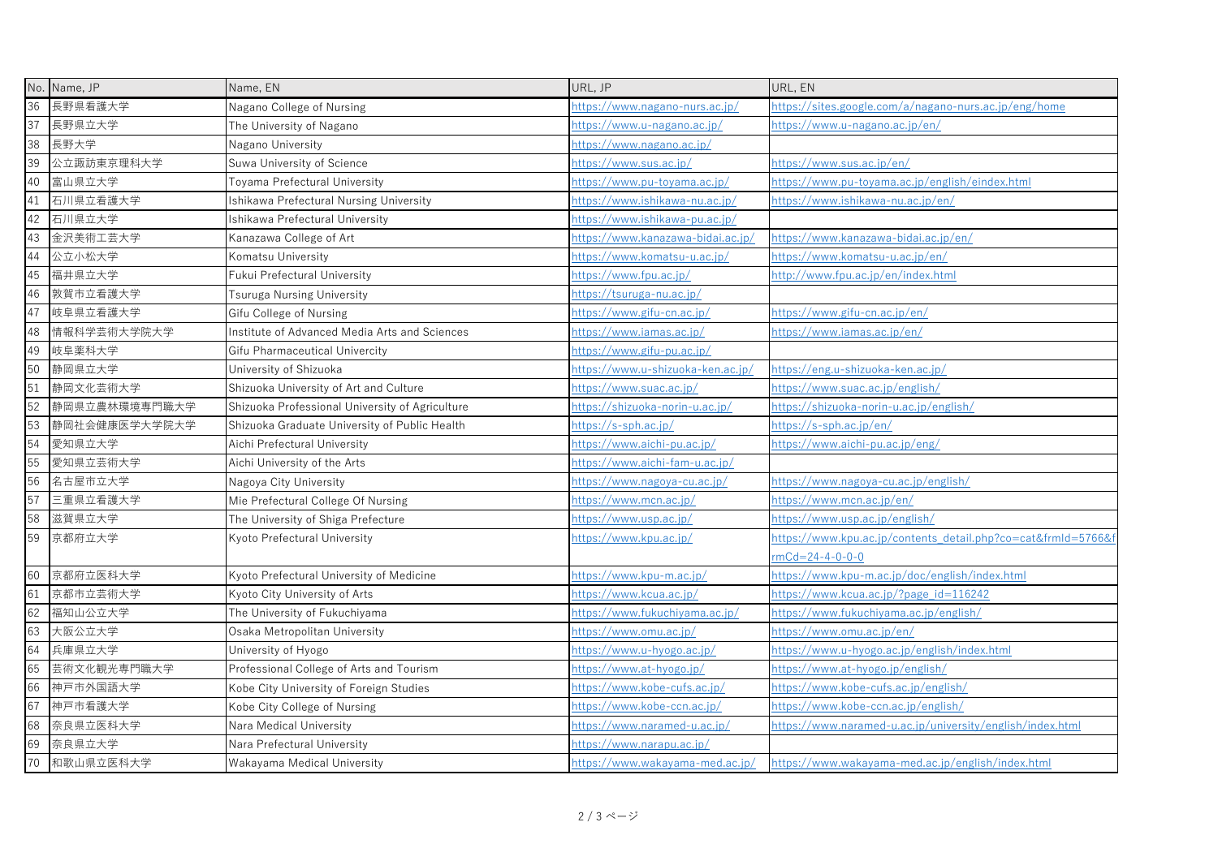| No. | Name, JP | Name, EN | URL, JP | URL, EN |
|---|---|---|---|---|
| 36 | 長野県看護大学 | Nagano College of Nursing | https://www.nagano-nurs.ac.jp/ | https://sites.google.com/a/nagano-nurs.ac.jp/eng/home |
| 37 | 長野県立大学 | The University of Nagano | https://www.u-nagano.ac.jp/ | https://www.u-nagano.ac.jp/en/ |
| 38 | 長野大学 | Nagano University | https://www.nagano.ac.jp/ | |
| 39 | 公立諏訪東京理科大学 | Suwa University of Science | https://www.sus.ac.jp/ | https://www.sus.ac.jp/en/ |
| 40 | 富山県立大学 | Toyama Prefectural University | https://www.pu-toyama.ac.jp/ | https://www.pu-toyama.ac.jp/english/eindex.html |
| 41 | 石川県立看護大学 | Ishikawa Prefectural Nursing University | https://www.ishikawa-nu.ac.jp/ | https://www.ishikawa-nu.ac.jp/en/ |
| 42 | 石川県立大学 | Ishikawa Prefectural University | https://www.ishikawa-pu.ac.jp/ | |
| 43 | 金沢美術工芸大学 | Kanazawa College of Art | https://www.kanazawa-bidai.ac.jp/ | https://www.kanazawa-bidai.ac.jp/en/ |
| 44 | 公立小松大学 | Komatsu University | https://www.komatsu-u.ac.jp/ | https://www.komatsu-u.ac.jp/en/ |
| 45 | 福井県立大学 | Fukui Prefectural University | https://www.fpu.ac.jp/ | http://www.fpu.ac.jp/en/index.html |
| 46 | 敦賀市立看護大学 | Tsuruga Nursing University | https://tsuruga-nu.ac.jp/ | |
| 47 | 岐阜県立看護大学 | Gifu College of Nursing | https://www.gifu-cn.ac.jp/ | https://www.gifu-cn.ac.jp/en/ |
| 48 | 情報科学芸術大学院大学 | Institute of Advanced Media Arts and Sciences | https://www.iamas.ac.jp/ | https://www.iamas.ac.jp/en/ |
| 49 | 岐阜薬科大学 | Gifu Pharmaceutical Univercity | https://www.gifu-pu.ac.jp/ | |
| 50 | 静岡県立大学 | University of Shizuoka | https://www.u-shizuoka-ken.ac.jp/ | https://eng.u-shizuoka-ken.ac.jp/ |
| 51 | 静岡文化芸術大学 | Shizuoka University of Art and Culture | https://www.suac.ac.jp/ | https://www.suac.ac.jp/english/ |
| 52 | 静岡県立農林環境専門職大学 | Shizuoka Professional University of Agriculture | https://shizuoka-norin-u.ac.jp/ | https://shizuoka-norin-u.ac.jp/english/ |
| 53 | 静岡社会健康医学大学院大学 | Shizuoka Graduate University of Public Health | https://s-sph.ac.jp/ | https://s-sph.ac.jp/en/ |
| 54 | 愛知県立大学 | Aichi Prefectural University | https://www.aichi-pu.ac.jp/ | https://www.aichi-pu.ac.jp/eng/ |
| 55 | 愛知県立芸術大学 | Aichi University of the Arts | https://www.aichi-fam-u.ac.jp/ | |
| 56 | 名古屋市立大学 | Nagoya City University | https://www.nagoya-cu.ac.jp/ | https://www.nagoya-cu.ac.jp/english/ |
| 57 | 三重県立看護大学 | Mie Prefectural College Of Nursing | https://www.mcn.ac.jp/ | https://www.mcn.ac.jp/en/ |
| 58 | 滋賀県立大学 | The University of Shiga Prefecture | https://www.usp.ac.jp/ | https://www.usp.ac.jp/english/ |
| 59 | 京都府立大学 | Kyoto Prefectural University | https://www.kpu.ac.jp/ | https://www.kpu.ac.jp/contents_detail.php?co=cat&frmId=5766&frmCd=24-4-0-0-0 |
| 60 | 京都府立医科大学 | Kyoto Prefectural University of Medicine | https://www.kpu-m.ac.jp/ | https://www.kpu-m.ac.jp/doc/english/index.html |
| 61 | 京都市立芸術大学 | Kyoto City University of Arts | https://www.kcua.ac.jp/ | https://www.kcua.ac.jp/?page_id=116242 |
| 62 | 福知山公立大学 | The University of Fukuchiyama | https://www.fukuchiyama.ac.jp/ | https://www.fukuchiyama.ac.jp/english/ |
| 63 | 大阪公立大学 | Osaka Metropolitan University | https://www.omu.ac.jp/ | https://www.omu.ac.jp/en/ |
| 64 | 兵庫県立大学 | University of Hyogo | https://www.u-hyogo.ac.jp/ | https://www.u-hyogo.ac.jp/english/index.html |
| 65 | 芸術文化観光専門職大学 | Professional College of Arts and Tourism | https://www.at-hyogo.jp/ | https://www.at-hyogo.jp/english/ |
| 66 | 神戸市外国語大学 | Kobe City University of Foreign Studies | https://www.kobe-cufs.ac.jp/ | https://www.kobe-cufs.ac.jp/english/ |
| 67 | 神戸市看護大学 | Kobe City College of Nursing | https://www.kobe-ccn.ac.jp/ | https://www.kobe-ccn.ac.jp/english/ |
| 68 | 奈良県立医科大学 | Nara Medical University | https://www.naramed-u.ac.jp/ | https://www.naramed-u.ac.jp/university/english/index.html |
| 69 | 奈良県立大学 | Nara Prefectural University | https://www.narapu.ac.jp/ | |
| 70 | 和歌山県立医科大学 | Wakayama Medical University | https://www.wakayama-med.ac.jp/ | https://www.wakayama-med.ac.jp/english/index.html |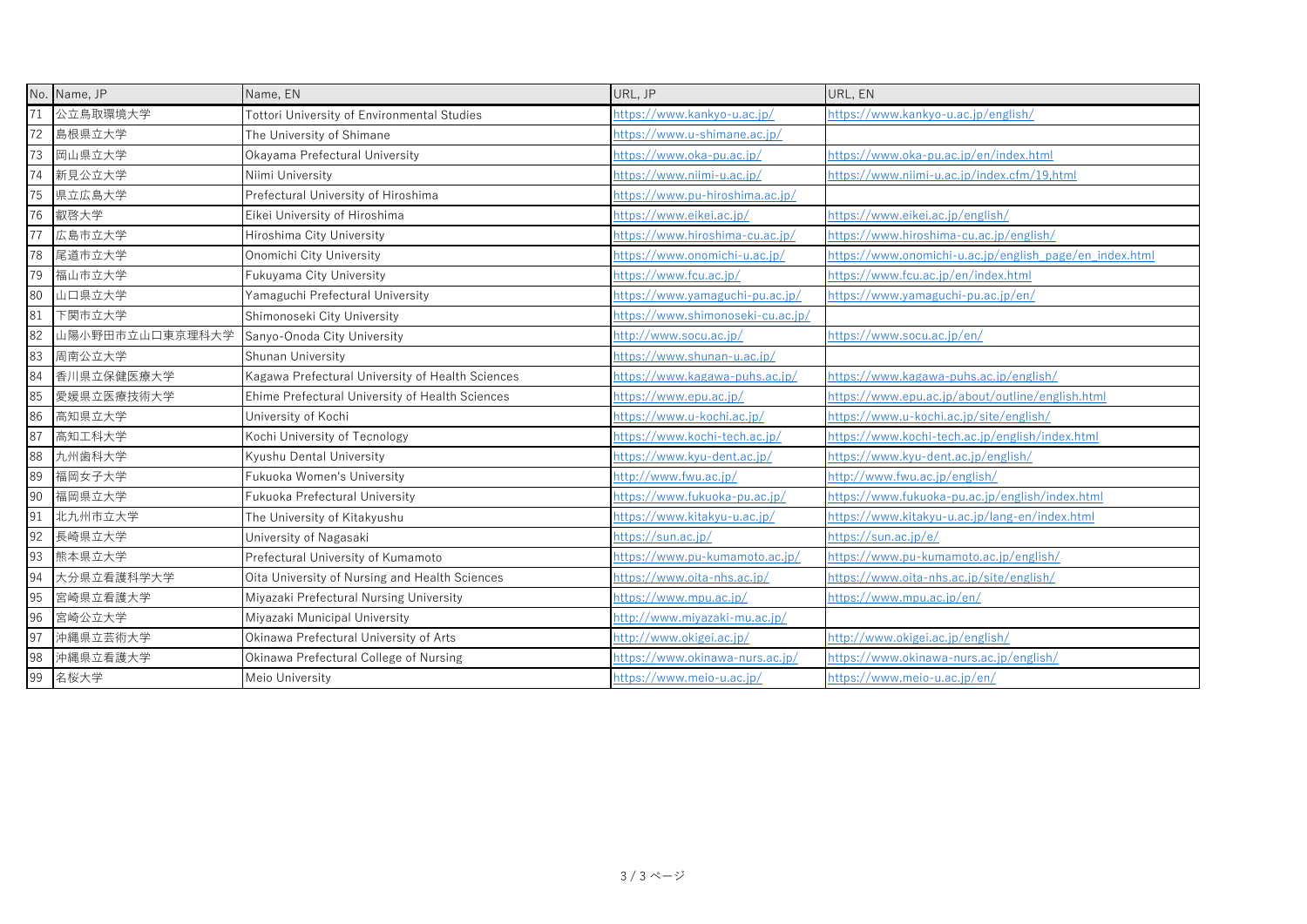| No. | Name, JP | Name, EN | URL, JP | URL, EN |
|---|---|---|---|---|
| 71 | 公立鳥取環境大学 | Tottori University of Environmental Studies | https://www.kankyo-u.ac.jp/ | https://www.kankyo-u.ac.jp/english/ |
| 72 | 島根県立大学 | The University of Shimane | https://www.u-shimane.ac.jp/ | |
| 73 | 岡山県立大学 | Okayama Prefectural University | https://www.oka-pu.ac.jp/ | https://www.oka-pu.ac.jp/en/index.html |
| 74 | 新見公立大学 | Niimi University | https://www.niimi-u.ac.jp/ | https://www.niimi-u.ac.jp/index.cfm/19,html |
| 75 | 県立広島大学 | Prefectural University of Hiroshima | https://www.pu-hiroshima.ac.jp/ | |
| 76 | 叡啓大学 | Eikei University of Hiroshima | https://www.eikei.ac.jp/ | https://www.eikei.ac.jp/english/ |
| 77 | 広島市立大学 | Hiroshima City University | https://www.hiroshima-cu.ac.jp/ | https://www.hiroshima-cu.ac.jp/english/ |
| 78 | 尾道市立大学 | Onomichi City University | https://www.onomichi-u.ac.jp/ | https://www.onomichi-u.ac.jp/english_page/en_index.html |
| 79 | 福山市立大学 | Fukuyama City University | https://www.fcu.ac.jp/ | https://www.fcu.ac.jp/en/index.html |
| 80 | 山口県立大学 | Yamaguchi Prefectural University | https://www.yamaguchi-pu.ac.jp/ | https://www.yamaguchi-pu.ac.jp/en/ |
| 81 | 下関市立大学 | Shimonoseki City University | https://www.shimonoseki-cu.ac.jp/ | |
| 82 | 山陽小野田市立山口東京理科大学 | Sanyo-Onoda City University | http://www.socu.ac.jp/ | https://www.socu.ac.jp/en/ |
| 83 | 周南公立大学 | Shunan University | https://www.shunan-u.ac.jp/ | |
| 84 | 香川県立保健医療大学 | Kagawa Prefectural University of Health Sciences | https://www.kagawa-puhs.ac.jp/ | https://www.kagawa-puhs.ac.jp/english/ |
| 85 | 愛媛県立医療技術大学 | Ehime Prefectural University of Health Sciences | https://www.epu.ac.jp/ | https://www.epu.ac.jp/about/outline/english.html |
| 86 | 高知県立大学 | University of Kochi | https://www.u-kochi.ac.jp/ | https://www.u-kochi.ac.jp/site/english/ |
| 87 | 高知工科大学 | Kochi University of Tecnology | https://www.kochi-tech.ac.jp/ | https://www.kochi-tech.ac.jp/english/index.html |
| 88 | 九州歯科大学 | Kyushu Dental University | https://www.kyu-dent.ac.jp/ | https://www.kyu-dent.ac.jp/english/ |
| 89 | 福岡女子大学 | Fukuoka Women's University | http://www.fwu.ac.jp/ | http://www.fwu.ac.jp/english/ |
| 90 | 福岡県立大学 | Fukuoka Prefectural University | https://www.fukuoka-pu.ac.jp/ | https://www.fukuoka-pu.ac.jp/english/index.html |
| 91 | 北九州市立大学 | The University of Kitakyushu | https://www.kitakyu-u.ac.jp/ | https://www.kitakyu-u.ac.jp/lang-en/index.html |
| 92 | 長崎県立大学 | University of Nagasaki | https://sun.ac.jp/ | https://sun.ac.jp/e/ |
| 93 | 熊本県立大学 | Prefectural University of Kumamoto | https://www.pu-kumamoto.ac.jp/ | https://www.pu-kumamoto.ac.jp/english/ |
| 94 | 大分県立看護科学大学 | Oita University of Nursing and Health Sciences | https://www.oita-nhs.ac.jp/ | https://www.oita-nhs.ac.jp/site/english/ |
| 95 | 宮崎県立看護大学 | Miyazaki Prefectural Nursing University | https://www.mpu.ac.jp/ | https://www.mpu.ac.jp/en/ |
| 96 | 宮崎公立大学 | Miyazaki Municipal University | http://www.miyazaki-mu.ac.jp/ | |
| 97 | 沖縄県立芸術大学 | Okinawa Prefectural University of Arts | http://www.okigei.ac.jp/ | http://www.okigei.ac.jp/english/ |
| 98 | 沖縄県立看護大学 | Okinawa Prefectural College of Nursing | https://www.okinawa-nurs.ac.jp/ | https://www.okinawa-nurs.ac.jp/english/ |
| 99 | 名桜大学 | Meio University | https://www.meio-u.ac.jp/ | https://www.meio-u.ac.jp/en/ |